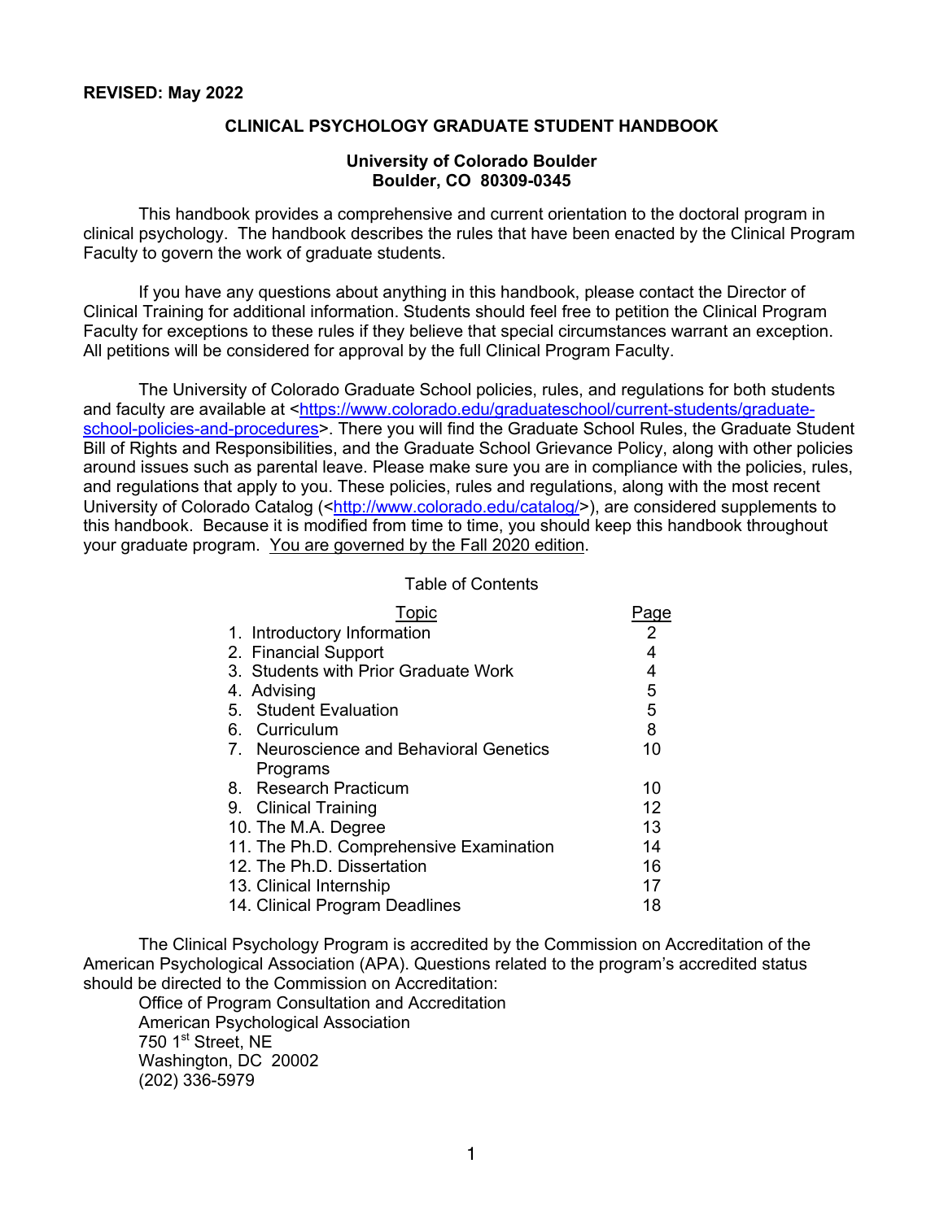**REVISED: May 2022**

# CLINICAL PSYCHOLOGY GRADUATE STUDENT HANDBOOK

**University of Colorado Boulder**
**Boulder, CO 80309-0345**

This handbook provides a comprehensive and current orientation to the doctoral program in clinical psychology. The handbook describes the rules that have been enacted by the Clinical Program Faculty to govern the work of graduate students.

If you have any questions about anything in this handbook, please contact the Director of Clinical Training for additional information. Students should feel free to petition the Clinical Program Faculty for exceptions to these rules if they believe that special circumstances warrant an exception. All petitions will be considered for approval by the full Clinical Program Faculty.

The University of Colorado Graduate School policies, rules, and regulations for both students and faculty are available at <https://www.colorado.edu/graduateschool/current-students/graduate-school-policies-and-procedures>. There you will find the Graduate School Rules, the Graduate Student Bill of Rights and Responsibilities, and the Graduate School Grievance Policy, along with other policies around issues such as parental leave. Please make sure you are in compliance with the policies, rules, and regulations that apply to you. These policies, rules and regulations, along with the most recent University of Colorado Catalog (<http://www.colorado.edu/catalog/>), are considered supplements to this handbook. Because it is modified from time to time, you should keep this handbook throughout your graduate program. You are governed by the Fall 2020 edition.

Table of Contents

| Topic | Page |
|---|---|
| 1. Introductory Information | 2 |
| 2. Financial Support | 4 |
| 3. Students with Prior Graduate Work | 4 |
| 4. Advising | 5 |
| 5. Student Evaluation | 5 |
| 6. Curriculum | 8 |
| 7. Neuroscience and Behavioral Genetics Programs | 10 |
| 8. Research Practicum | 10 |
| 9. Clinical Training | 12 |
| 10. The M.A. Degree | 13 |
| 11. The Ph.D. Comprehensive Examination | 14 |
| 12. The Ph.D. Dissertation | 16 |
| 13. Clinical Internship | 17 |
| 14. Clinical Program Deadlines | 18 |

The Clinical Psychology Program is accredited by the Commission on Accreditation of the American Psychological Association (APA). Questions related to the program's accredited status should be directed to the Commission on Accreditation:

Office of Program Consultation and Accreditation
American Psychological Association
750 1st Street, NE
Washington, DC 20002
(202) 336-5979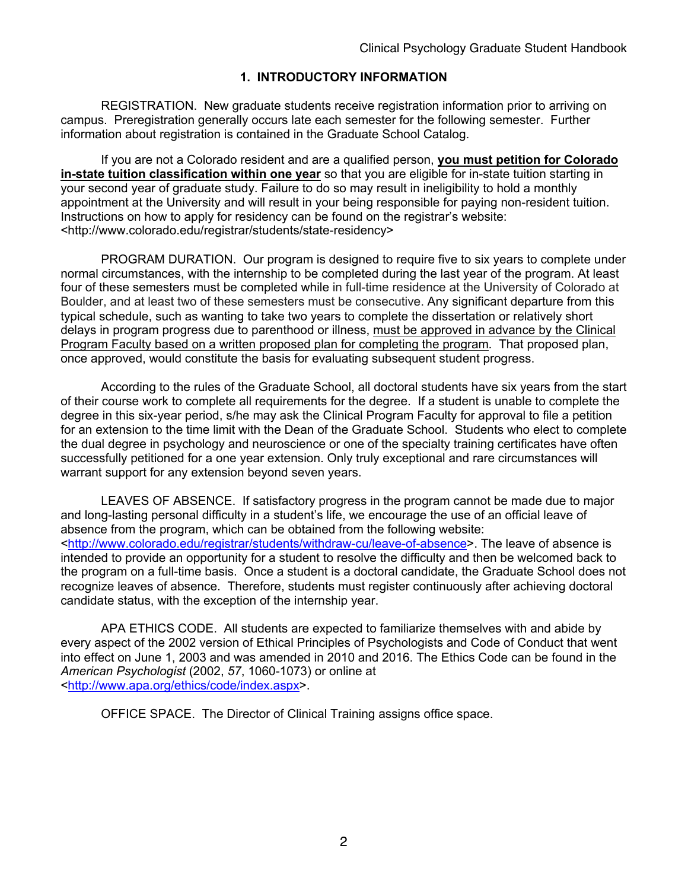## 1. INTRODUCTORY INFORMATION

REGISTRATION. New graduate students receive registration information prior to arriving on campus. Preregistration generally occurs late each semester for the following semester. Further information about registration is contained in the Graduate School Catalog.

If you are not a Colorado resident and are a qualified person, **you must petition for Colorado in-state tuition classification within one year** so that you are eligible for in-state tuition starting in your second year of graduate study. Failure to do so may result in ineligibility to hold a monthly appointment at the University and will result in your being responsible for paying non-resident tuition. Instructions on how to apply for residency can be found on the registrar's website: <http://www.colorado.edu/registrar/students/state-residency>

PROGRAM DURATION. Our program is designed to require five to six years to complete under normal circumstances, with the internship to be completed during the last year of the program. At least four of these semesters must be completed while in full-time residence at the University of Colorado at Boulder, and at least two of these semesters must be consecutive. Any significant departure from this typical schedule, such as wanting to take two years to complete the dissertation or relatively short delays in program progress due to parenthood or illness, must be approved in advance by the Clinical Program Faculty based on a written proposed plan for completing the program. That proposed plan, once approved, would constitute the basis for evaluating subsequent student progress.

According to the rules of the Graduate School, all doctoral students have six years from the start of their course work to complete all requirements for the degree. If a student is unable to complete the degree in this six-year period, s/he may ask the Clinical Program Faculty for approval to file a petition for an extension to the time limit with the Dean of the Graduate School. Students who elect to complete the dual degree in psychology and neuroscience or one of the specialty training certificates have often successfully petitioned for a one year extension. Only truly exceptional and rare circumstances will warrant support for any extension beyond seven years.

LEAVES OF ABSENCE. If satisfactory progress in the program cannot be made due to major and long-lasting personal difficulty in a student's life, we encourage the use of an official leave of absence from the program, which can be obtained from the following website: <http://www.colorado.edu/registrar/students/withdraw-cu/leave-of-absence>. The leave of absence is intended to provide an opportunity for a student to resolve the difficulty and then be welcomed back to the program on a full-time basis. Once a student is a doctoral candidate, the Graduate School does not recognize leaves of absence. Therefore, students must register continuously after achieving doctoral candidate status, with the exception of the internship year.

APA ETHICS CODE. All students are expected to familiarize themselves with and abide by every aspect of the 2002 version of Ethical Principles of Psychologists and Code of Conduct that went into effect on June 1, 2003 and was amended in 2010 and 2016. The Ethics Code can be found in the *American Psychologist* (2002, *57*, 1060-1073) or online at <http://www.apa.org/ethics/code/index.aspx>.

OFFICE SPACE. The Director of Clinical Training assigns office space.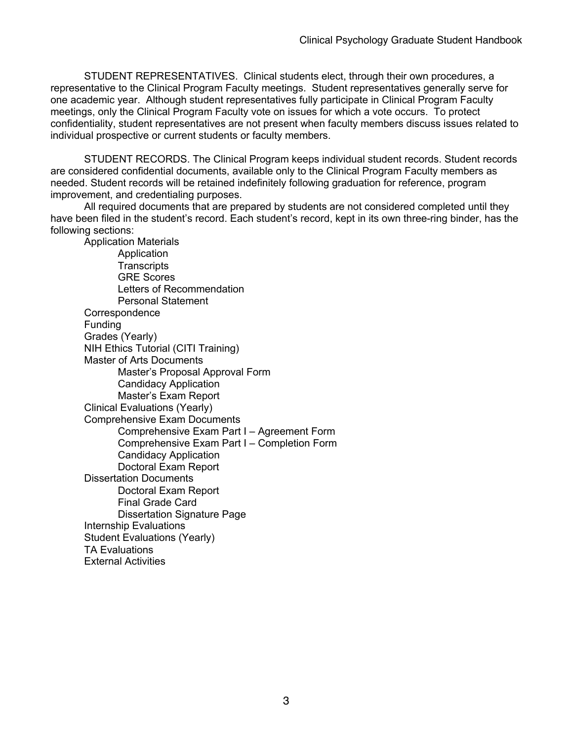STUDENT REPRESENTATIVES. Clinical students elect, through their own procedures, a representative to the Clinical Program Faculty meetings. Student representatives generally serve for one academic year. Although student representatives fully participate in Clinical Program Faculty meetings, only the Clinical Program Faculty vote on issues for which a vote occurs. To protect confidentiality, student representatives are not present when faculty members discuss issues related to individual prospective or current students or faculty members.

STUDENT RECORDS. The Clinical Program keeps individual student records. Student records are considered confidential documents, available only to the Clinical Program Faculty members as needed. Student records will be retained indefinitely following graduation for reference, program improvement, and credentialing purposes.

All required documents that are prepared by students are not considered completed until they have been filed in the student's record. Each student's record, kept in its own three-ring binder, has the following sections:

- Application Materials
  - Application
  - Transcripts
  - GRE Scores
  - Letters of Recommendation
  - Personal Statement
- Correspondence
- Funding
- Grades (Yearly)
- NIH Ethics Tutorial (CITI Training)
- Master of Arts Documents
  - Master's Proposal Approval Form
  - Candidacy Application
  - Master's Exam Report
- Clinical Evaluations (Yearly)
- Comprehensive Exam Documents
  - Comprehensive Exam Part I – Agreement Form
  - Comprehensive Exam Part I – Completion Form
  - Candidacy Application
  - Doctoral Exam Report
- Dissertation Documents
  - Doctoral Exam Report
  - Final Grade Card
  - Dissertation Signature Page
- Internship Evaluations
- Student Evaluations (Yearly)
- TA Evaluations
- External Activities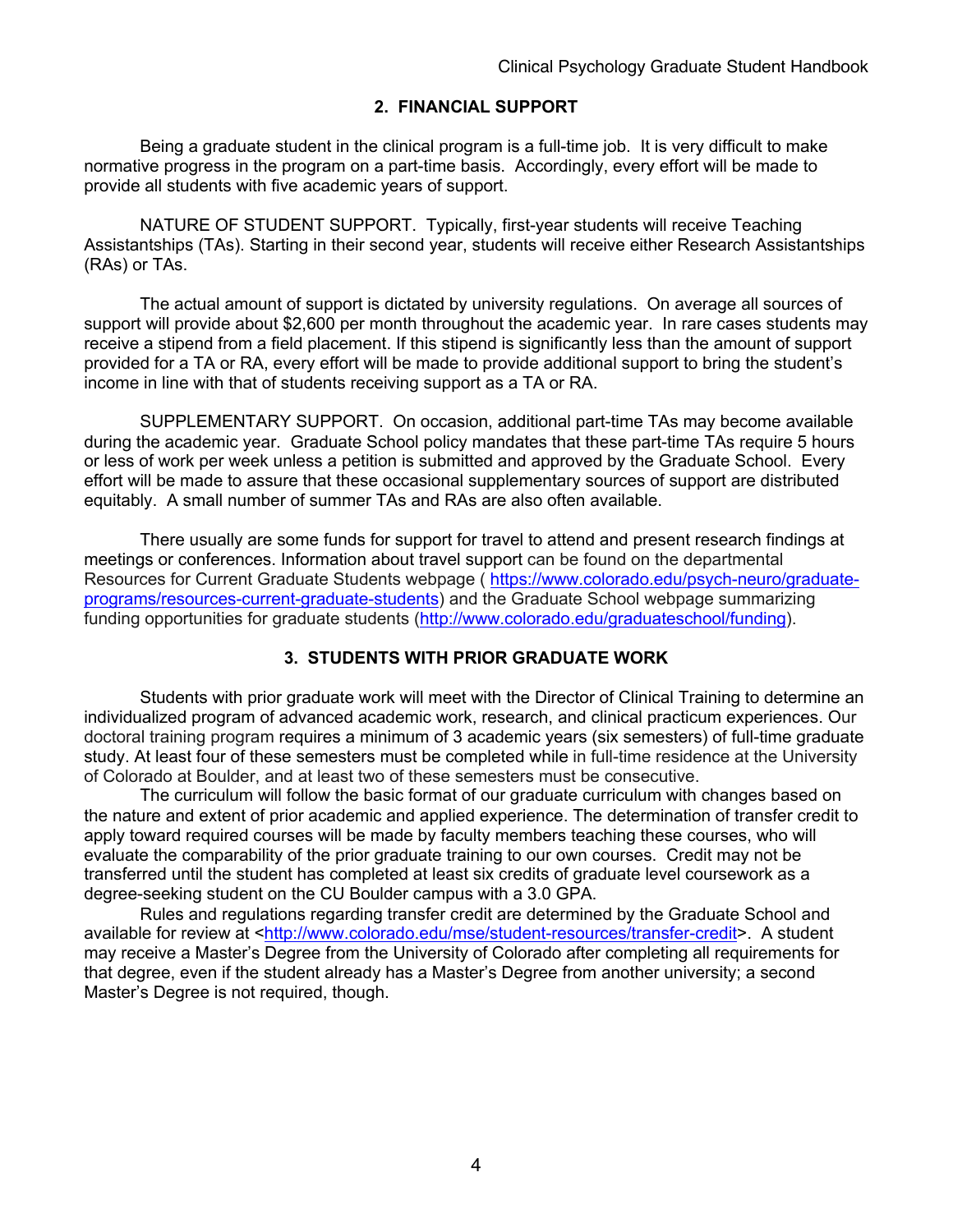## 2. FINANCIAL SUPPORT

Being a graduate student in the clinical program is a full-time job. It is very difficult to make normative progress in the program on a part-time basis. Accordingly, every effort will be made to provide all students with five academic years of support.

NATURE OF STUDENT SUPPORT. Typically, first-year students will receive Teaching Assistantships (TAs). Starting in their second year, students will receive either Research Assistantships (RAs) or TAs.

The actual amount of support is dictated by university regulations. On average all sources of support will provide about $2,600 per month throughout the academic year. In rare cases students may receive a stipend from a field placement. If this stipend is significantly less than the amount of support provided for a TA or RA, every effort will be made to provide additional support to bring the student's income in line with that of students receiving support as a TA or RA.

SUPPLEMENTARY SUPPORT. On occasion, additional part-time TAs may become available during the academic year. Graduate School policy mandates that these part-time TAs require 5 hours or less of work per week unless a petition is submitted and approved by the Graduate School. Every effort will be made to assure that these occasional supplementary sources of support are distributed equitably. A small number of summer TAs and RAs are also often available.

There usually are some funds for support for travel to attend and present research findings at meetings or conferences. Information about travel support can be found on the departmental Resources for Current Graduate Students webpage ( https://www.colorado.edu/psych-neuro/graduate-programs/resources-current-graduate-students) and the Graduate School webpage summarizing funding opportunities for graduate students (http://www.colorado.edu/graduateschool/funding).

## 3. STUDENTS WITH PRIOR GRADUATE WORK

Students with prior graduate work will meet with the Director of Clinical Training to determine an individualized program of advanced academic work, research, and clinical practicum experiences. Our doctoral training program requires a minimum of 3 academic years (six semesters) of full-time graduate study. At least four of these semesters must be completed while in full-time residence at the University of Colorado at Boulder, and at least two of these semesters must be consecutive.

The curriculum will follow the basic format of our graduate curriculum with changes based on the nature and extent of prior academic and applied experience. The determination of transfer credit to apply toward required courses will be made by faculty members teaching these courses, who will evaluate the comparability of the prior graduate training to our own courses. Credit may not be transferred until the student has completed at least six credits of graduate level coursework as a degree-seeking student on the CU Boulder campus with a 3.0 GPA.

Rules and regulations regarding transfer credit are determined by the Graduate School and available for review at <http://www.colorado.edu/mse/student-resources/transfer-credit>. A student may receive a Master's Degree from the University of Colorado after completing all requirements for that degree, even if the student already has a Master's Degree from another university; a second Master's Degree is not required, though.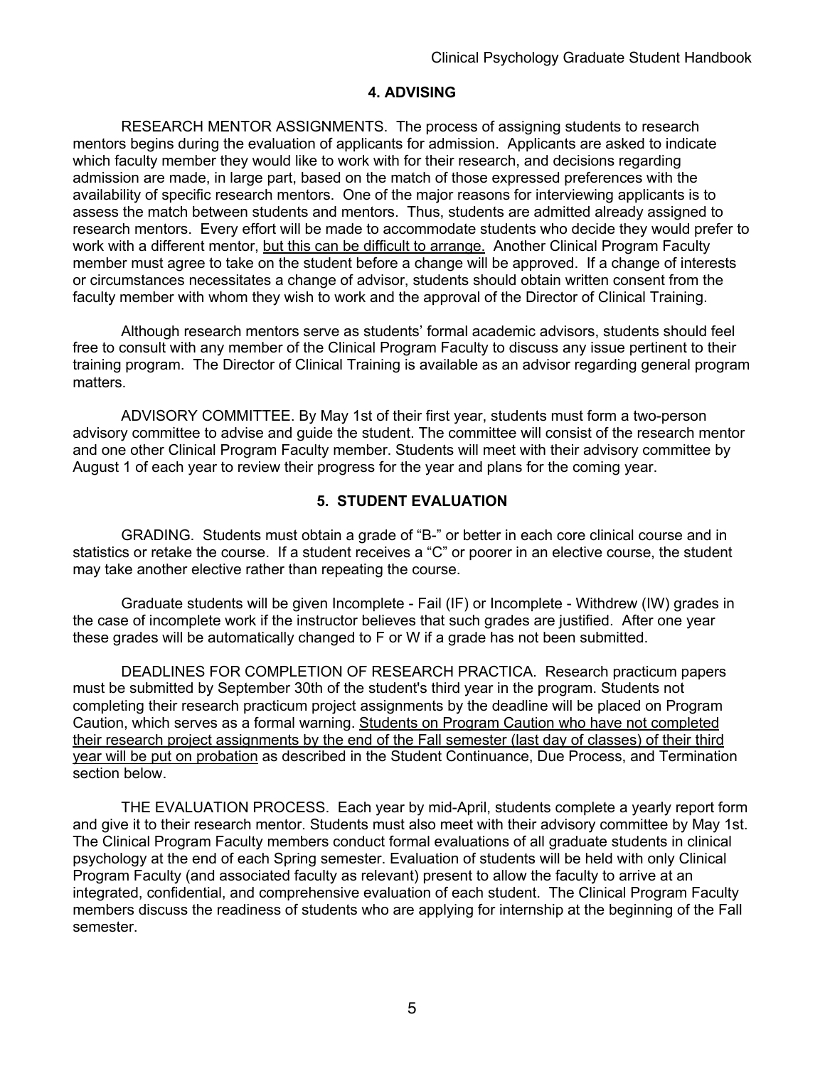## 4. ADVISING

RESEARCH MENTOR ASSIGNMENTS. The process of assigning students to research mentors begins during the evaluation of applicants for admission. Applicants are asked to indicate which faculty member they would like to work with for their research, and decisions regarding admission are made, in large part, based on the match of those expressed preferences with the availability of specific research mentors. One of the major reasons for interviewing applicants is to assess the match between students and mentors. Thus, students are admitted already assigned to research mentors. Every effort will be made to accommodate students who decide they would prefer to work with a different mentor, <u>but this can be difficult to arrange.</u> Another Clinical Program Faculty member must agree to take on the student before a change will be approved. If a change of interests or circumstances necessitates a change of advisor, students should obtain written consent from the faculty member with whom they wish to work and the approval of the Director of Clinical Training.

Although research mentors serve as students' formal academic advisors, students should feel free to consult with any member of the Clinical Program Faculty to discuss any issue pertinent to their training program. The Director of Clinical Training is available as an advisor regarding general program matters.

ADVISORY COMMITTEE. By May 1st of their first year, students must form a two-person advisory committee to advise and guide the student. The committee will consist of the research mentor and one other Clinical Program Faculty member. Students will meet with their advisory committee by August 1 of each year to review their progress for the year and plans for the coming year.

## 5. STUDENT EVALUATION

GRADING. Students must obtain a grade of "B-" or better in each core clinical course and in statistics or retake the course. If a student receives a "C" or poorer in an elective course, the student may take another elective rather than repeating the course.

Graduate students will be given Incomplete - Fail (IF) or Incomplete - Withdrew (IW) grades in the case of incomplete work if the instructor believes that such grades are justified. After one year these grades will be automatically changed to F or W if a grade has not been submitted.

DEADLINES FOR COMPLETION OF RESEARCH PRACTICA. Research practicum papers must be submitted by September 30th of the student's third year in the program. Students not completing their research practicum project assignments by the deadline will be placed on Program Caution, which serves as a formal warning. <u>Students on Program Caution who have not completed their research project assignments by the end of the Fall semester (last day of classes) of their third year will be put on probation</u> as described in the Student Continuance, Due Process, and Termination section below.

THE EVALUATION PROCESS. Each year by mid-April, students complete a yearly report form and give it to their research mentor. Students must also meet with their advisory committee by May 1st. The Clinical Program Faculty members conduct formal evaluations of all graduate students in clinical psychology at the end of each Spring semester. Evaluation of students will be held with only Clinical Program Faculty (and associated faculty as relevant) present to allow the faculty to arrive at an integrated, confidential, and comprehensive evaluation of each student. The Clinical Program Faculty members discuss the readiness of students who are applying for internship at the beginning of the Fall semester.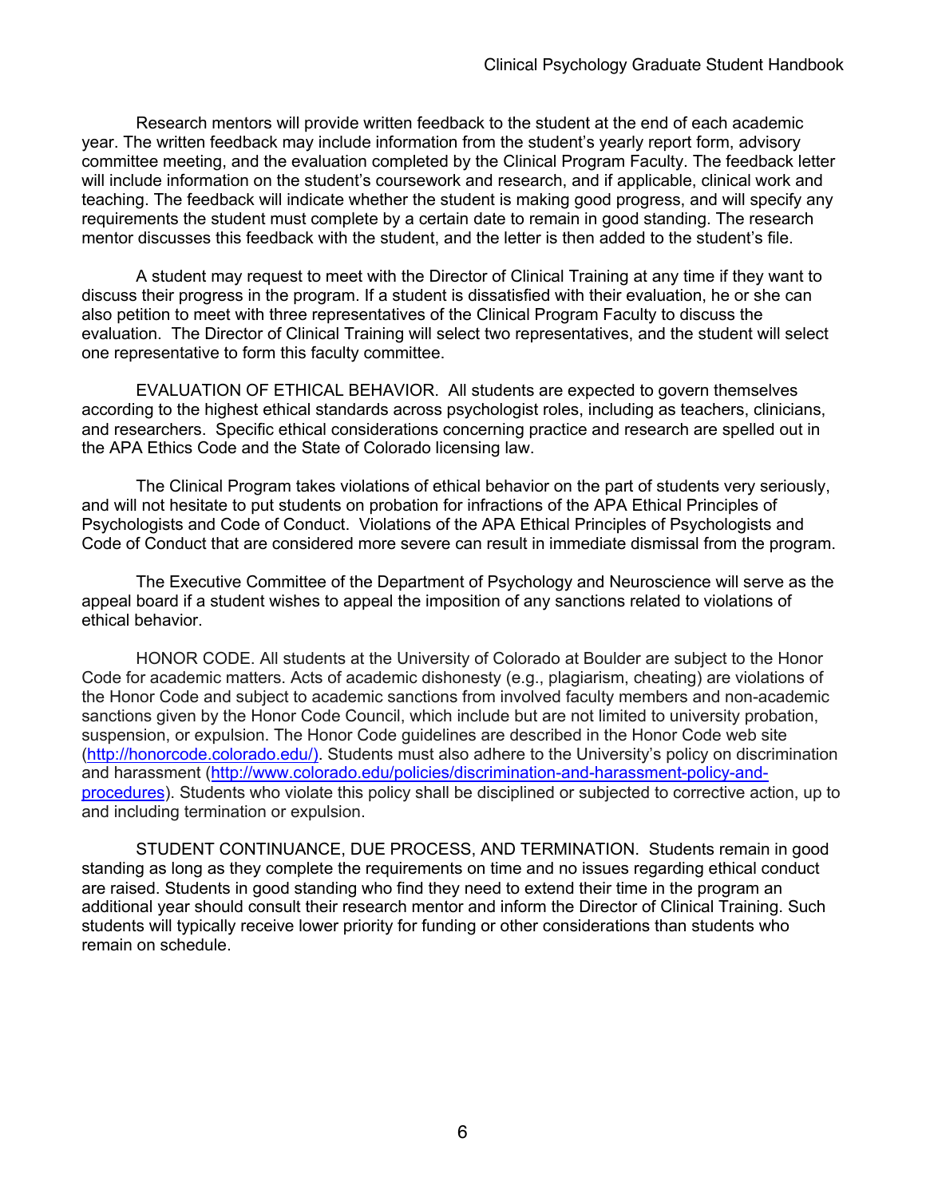Research mentors will provide written feedback to the student at the end of each academic year. The written feedback may include information from the student's yearly report form, advisory committee meeting, and the evaluation completed by the Clinical Program Faculty. The feedback letter will include information on the student's coursework and research, and if applicable, clinical work and teaching. The feedback will indicate whether the student is making good progress, and will specify any requirements the student must complete by a certain date to remain in good standing. The research mentor discusses this feedback with the student, and the letter is then added to the student's file.

A student may request to meet with the Director of Clinical Training at any time if they want to discuss their progress in the program. If a student is dissatisfied with their evaluation, he or she can also petition to meet with three representatives of the Clinical Program Faculty to discuss the evaluation. The Director of Clinical Training will select two representatives, and the student will select one representative to form this faculty committee.

EVALUATION OF ETHICAL BEHAVIOR. All students are expected to govern themselves according to the highest ethical standards across psychologist roles, including as teachers, clinicians, and researchers. Specific ethical considerations concerning practice and research are spelled out in the APA Ethics Code and the State of Colorado licensing law.

The Clinical Program takes violations of ethical behavior on the part of students very seriously, and will not hesitate to put students on probation for infractions of the APA Ethical Principles of Psychologists and Code of Conduct. Violations of the APA Ethical Principles of Psychologists and Code of Conduct that are considered more severe can result in immediate dismissal from the program.

The Executive Committee of the Department of Psychology and Neuroscience will serve as the appeal board if a student wishes to appeal the imposition of any sanctions related to violations of ethical behavior.

HONOR CODE. All students at the University of Colorado at Boulder are subject to the Honor Code for academic matters. Acts of academic dishonesty (e.g., plagiarism, cheating) are violations of the Honor Code and subject to academic sanctions from involved faculty members and non-academic sanctions given by the Honor Code Council, which include but are not limited to university probation, suspension, or expulsion. The Honor Code guidelines are described in the Honor Code web site (http://honorcode.colorado.edu/). Students must also adhere to the University's policy on discrimination and harassment (http://www.colorado.edu/policies/discrimination-and-harassment-policy-and-procedures). Students who violate this policy shall be disciplined or subjected to corrective action, up to and including termination or expulsion.

STUDENT CONTINUANCE, DUE PROCESS, AND TERMINATION. Students remain in good standing as long as they complete the requirements on time and no issues regarding ethical conduct are raised. Students in good standing who find they need to extend their time in the program an additional year should consult their research mentor and inform the Director of Clinical Training. Such students will typically receive lower priority for funding or other considerations than students who remain on schedule.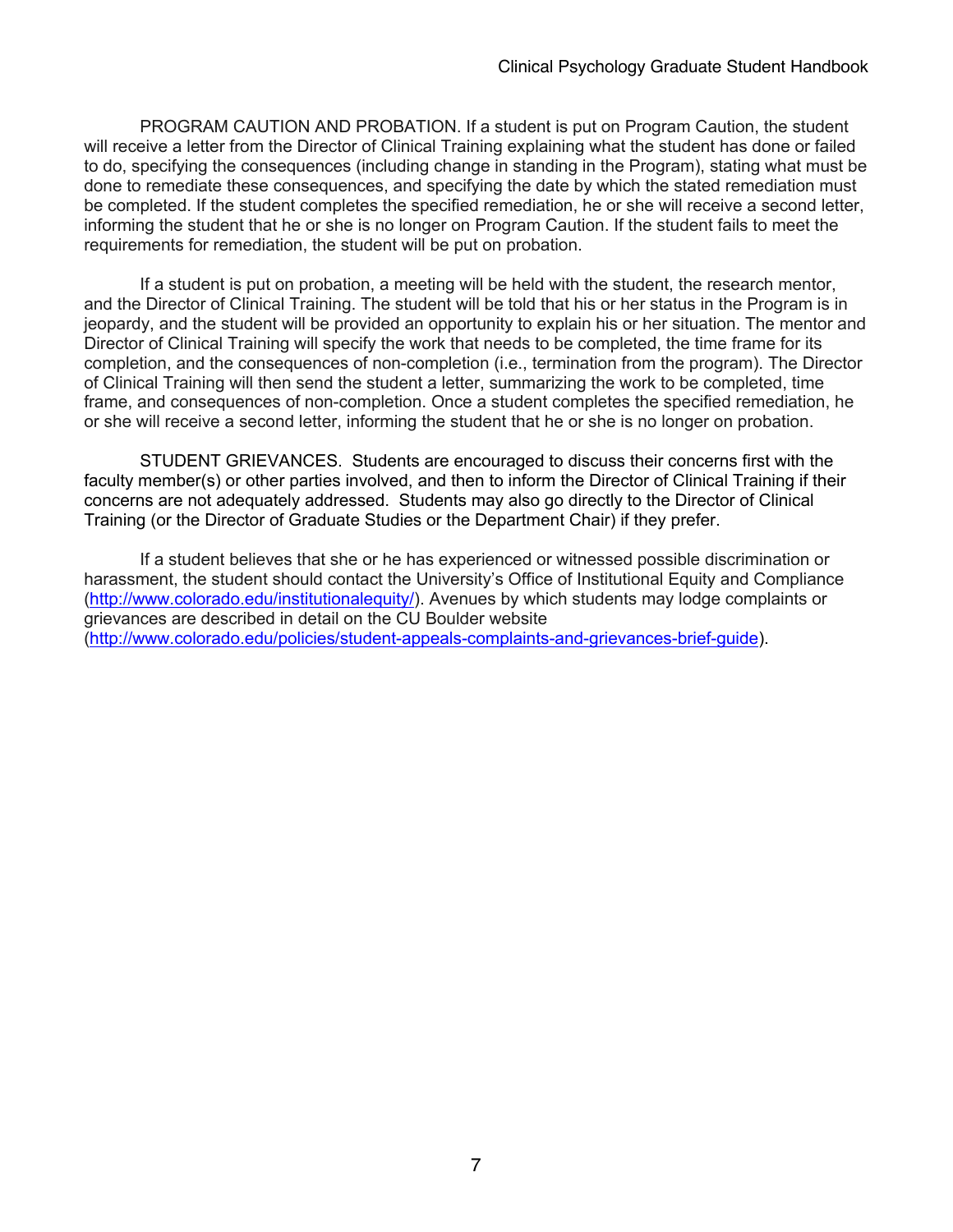PROGRAM CAUTION AND PROBATION. If a student is put on Program Caution, the student will receive a letter from the Director of Clinical Training explaining what the student has done or failed to do, specifying the consequences (including change in standing in the Program), stating what must be done to remediate these consequences, and specifying the date by which the stated remediation must be completed. If the student completes the specified remediation, he or she will receive a second letter, informing the student that he or she is no longer on Program Caution. If the student fails to meet the requirements for remediation, the student will be put on probation.

If a student is put on probation, a meeting will be held with the student, the research mentor, and the Director of Clinical Training. The student will be told that his or her status in the Program is in jeopardy, and the student will be provided an opportunity to explain his or her situation. The mentor and Director of Clinical Training will specify the work that needs to be completed, the time frame for its completion, and the consequences of non-completion (i.e., termination from the program). The Director of Clinical Training will then send the student a letter, summarizing the work to be completed, time frame, and consequences of non-completion. Once a student completes the specified remediation, he or she will receive a second letter, informing the student that he or she is no longer on probation.

STUDENT GRIEVANCES. Students are encouraged to discuss their concerns first with the faculty member(s) or other parties involved, and then to inform the Director of Clinical Training if their concerns are not adequately addressed. Students may also go directly to the Director of Clinical Training (or the Director of Graduate Studies or the Department Chair) if they prefer.

If a student believes that she or he has experienced or witnessed possible discrimination or harassment, the student should contact the University's Office of Institutional Equity and Compliance (http://www.colorado.edu/institutionalequity/). Avenues by which students may lodge complaints or grievances are described in detail on the CU Boulder website (http://www.colorado.edu/policies/student-appeals-complaints-and-grievances-brief-guide).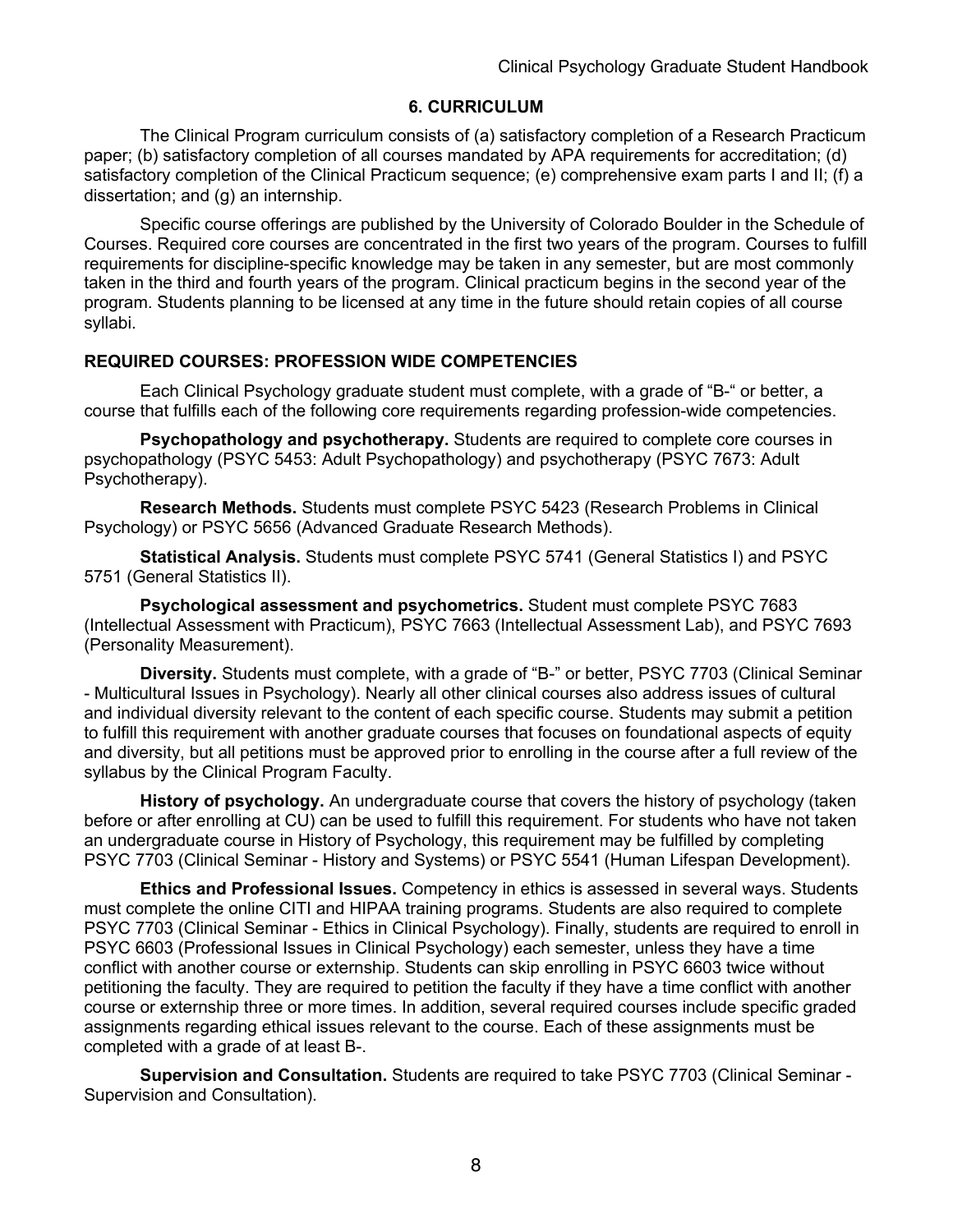## 6. CURRICULUM

The Clinical Program curriculum consists of (a) satisfactory completion of a Research Practicum paper; (b) satisfactory completion of all courses mandated by APA requirements for accreditation; (d) satisfactory completion of the Clinical Practicum sequence; (e) comprehensive exam parts I and II; (f) a dissertation; and (g) an internship.

Specific course offerings are published by the University of Colorado Boulder in the Schedule of Courses. Required core courses are concentrated in the first two years of the program. Courses to fulfill requirements for discipline-specific knowledge may be taken in any semester, but are most commonly taken in the third and fourth years of the program. Clinical practicum begins in the second year of the program. Students planning to be licensed at any time in the future should retain copies of all course syllabi.

### REQUIRED COURSES: PROFESSION WIDE COMPETENCIES

Each Clinical Psychology graduate student must complete, with a grade of "B-" or better, a course that fulfills each of the following core requirements regarding profession-wide competencies.

**Psychopathology and psychotherapy.** Students are required to complete core courses in psychopathology (PSYC 5453: Adult Psychopathology) and psychotherapy (PSYC 7673: Adult Psychotherapy).

**Research Methods.** Students must complete PSYC 5423 (Research Problems in Clinical Psychology) or PSYC 5656 (Advanced Graduate Research Methods).

**Statistical Analysis.** Students must complete PSYC 5741 (General Statistics I) and PSYC 5751 (General Statistics II).

**Psychological assessment and psychometrics.** Student must complete PSYC 7683 (Intellectual Assessment with Practicum), PSYC 7663 (Intellectual Assessment Lab), and PSYC 7693 (Personality Measurement).

**Diversity.** Students must complete, with a grade of "B-" or better, PSYC 7703 (Clinical Seminar - Multicultural Issues in Psychology). Nearly all other clinical courses also address issues of cultural and individual diversity relevant to the content of each specific course. Students may submit a petition to fulfill this requirement with another graduate courses that focuses on foundational aspects of equity and diversity, but all petitions must be approved prior to enrolling in the course after a full review of the syllabus by the Clinical Program Faculty.

**History of psychology.** An undergraduate course that covers the history of psychology (taken before or after enrolling at CU) can be used to fulfill this requirement. For students who have not taken an undergraduate course in History of Psychology, this requirement may be fulfilled by completing PSYC 7703 (Clinical Seminar - History and Systems) or PSYC 5541 (Human Lifespan Development).

**Ethics and Professional Issues.** Competency in ethics is assessed in several ways. Students must complete the online CITI and HIPAA training programs. Students are also required to complete PSYC 7703 (Clinical Seminar - Ethics in Clinical Psychology). Finally, students are required to enroll in PSYC 6603 (Professional Issues in Clinical Psychology) each semester, unless they have a time conflict with another course or externship. Students can skip enrolling in PSYC 6603 twice without petitioning the faculty. They are required to petition the faculty if they have a time conflict with another course or externship three or more times. In addition, several required courses include specific graded assignments regarding ethical issues relevant to the course. Each of these assignments must be completed with a grade of at least B-.

**Supervision and Consultation.** Students are required to take PSYC 7703 (Clinical Seminar - Supervision and Consultation).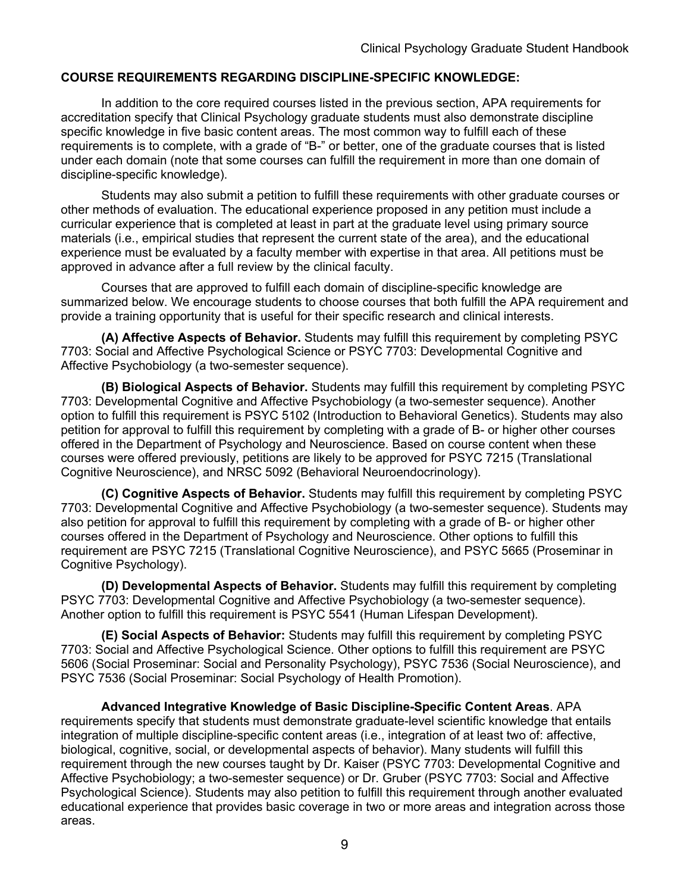**COURSE REQUIREMENTS REGARDING DISCIPLINE-SPECIFIC KNOWLEDGE:**

In addition to the core required courses listed in the previous section, APA requirements for accreditation specify that Clinical Psychology graduate students must also demonstrate discipline specific knowledge in five basic content areas. The most common way to fulfill each of these requirements is to complete, with a grade of "B-" or better, one of the graduate courses that is listed under each domain (note that some courses can fulfill the requirement in more than one domain of discipline-specific knowledge).

Students may also submit a petition to fulfill these requirements with other graduate courses or other methods of evaluation. The educational experience proposed in any petition must include a curricular experience that is completed at least in part at the graduate level using primary source materials (i.e., empirical studies that represent the current state of the area), and the educational experience must be evaluated by a faculty member with expertise in that area. All petitions must be approved in advance after a full review by the clinical faculty.

Courses that are approved to fulfill each domain of discipline-specific knowledge are summarized below. We encourage students to choose courses that both fulfill the APA requirement and provide a training opportunity that is useful for their specific research and clinical interests.

**(A) Affective Aspects of Behavior.** Students may fulfill this requirement by completing PSYC 7703: Social and Affective Psychological Science or PSYC 7703: Developmental Cognitive and Affective Psychobiology (a two-semester sequence).

**(B) Biological Aspects of Behavior.** Students may fulfill this requirement by completing PSYC 7703: Developmental Cognitive and Affective Psychobiology (a two-semester sequence). Another option to fulfill this requirement is PSYC 5102 (Introduction to Behavioral Genetics). Students may also petition for approval to fulfill this requirement by completing with a grade of B- or higher other courses offered in the Department of Psychology and Neuroscience. Based on course content when these courses were offered previously, petitions are likely to be approved for PSYC 7215 (Translational Cognitive Neuroscience), and NRSC 5092 (Behavioral Neuroendocrinology).

**(C) Cognitive Aspects of Behavior.** Students may fulfill this requirement by completing PSYC 7703: Developmental Cognitive and Affective Psychobiology (a two-semester sequence). Students may also petition for approval to fulfill this requirement by completing with a grade of B- or higher other courses offered in the Department of Psychology and Neuroscience. Other options to fulfill this requirement are PSYC 7215 (Translational Cognitive Neuroscience), and PSYC 5665 (Proseminar in Cognitive Psychology).

**(D) Developmental Aspects of Behavior.** Students may fulfill this requirement by completing PSYC 7703: Developmental Cognitive and Affective Psychobiology (a two-semester sequence). Another option to fulfill this requirement is PSYC 5541 (Human Lifespan Development).

**(E) Social Aspects of Behavior:** Students may fulfill this requirement by completing PSYC 7703: Social and Affective Psychological Science. Other options to fulfill this requirement are PSYC 5606 (Social Proseminar: Social and Personality Psychology), PSYC 7536 (Social Neuroscience), and PSYC 7536 (Social Proseminar: Social Psychology of Health Promotion).

**Advanced Integrative Knowledge of Basic Discipline-Specific Content Areas**. APA requirements specify that students must demonstrate graduate-level scientific knowledge that entails integration of multiple discipline-specific content areas (i.e., integration of at least two of: affective, biological, cognitive, social, or developmental aspects of behavior). Many students will fulfill this requirement through the new courses taught by Dr. Kaiser (PSYC 7703: Developmental Cognitive and Affective Psychobiology; a two-semester sequence) or Dr. Gruber (PSYC 7703: Social and Affective Psychological Science). Students may also petition to fulfill this requirement through another evaluated educational experience that provides basic coverage in two or more areas and integration across those areas.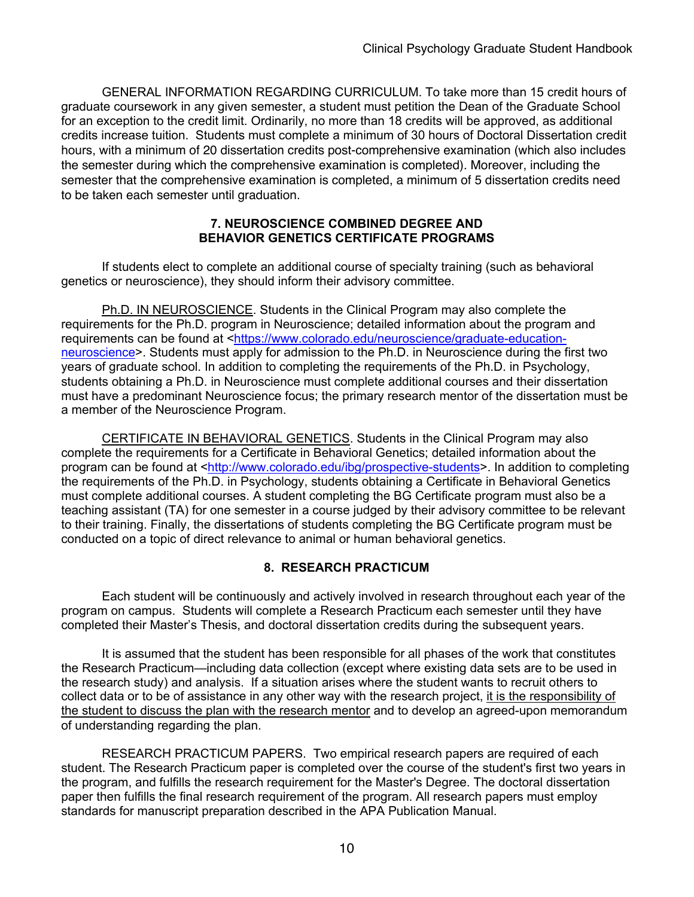GENERAL INFORMATION REGARDING CURRICULUM. To take more than 15 credit hours of graduate coursework in any given semester, a student must petition the Dean of the Graduate School for an exception to the credit limit. Ordinarily, no more than 18 credits will be approved, as additional credits increase tuition. Students must complete a minimum of 30 hours of Doctoral Dissertation credit hours, with a minimum of 20 dissertation credits post-comprehensive examination (which also includes the semester during which the comprehensive examination is completed). Moreover, including the semester that the comprehensive examination is completed, a minimum of 5 dissertation credits need to be taken each semester until graduation.

## 7. NEUROSCIENCE COMBINED DEGREE AND BEHAVIOR GENETICS CERTIFICATE PROGRAMS

If students elect to complete an additional course of specialty training (such as behavioral genetics or neuroscience), they should inform their advisory committee.

<u>Ph.D. IN NEUROSCIENCE</u>. Students in the Clinical Program may also complete the requirements for the Ph.D. program in Neuroscience; detailed information about the program and requirements can be found at <[https://www.colorado.edu/neuroscience/graduate-education-neuroscience](https://www.colorado.edu/neuroscience/graduate-education-neuroscience)>. Students must apply for admission to the Ph.D. in Neuroscience during the first two years of graduate school. In addition to completing the requirements of the Ph.D. in Psychology, students obtaining a Ph.D. in Neuroscience must complete additional courses and their dissertation must have a predominant Neuroscience focus; the primary research mentor of the dissertation must be a member of the Neuroscience Program.

<u>CERTIFICATE IN BEHAVIORAL GENETICS</u>. Students in the Clinical Program may also complete the requirements for a Certificate in Behavioral Genetics; detailed information about the program can be found at <[http://www.colorado.edu/ibg/prospective-students](http://www.colorado.edu/ibg/prospective-students)>. In addition to completing the requirements of the Ph.D. in Psychology, students obtaining a Certificate in Behavioral Genetics must complete additional courses. A student completing the BG Certificate program must also be a teaching assistant (TA) for one semester in a course judged by their advisory committee to be relevant to their training. Finally, the dissertations of students completing the BG Certificate program must be conducted on a topic of direct relevance to animal or human behavioral genetics.

## 8. RESEARCH PRACTICUM

Each student will be continuously and actively involved in research throughout each year of the program on campus. Students will complete a Research Practicum each semester until they have completed their Master's Thesis, and doctoral dissertation credits during the subsequent years.

It is assumed that the student has been responsible for all phases of the work that constitutes the Research Practicum—including data collection (except where existing data sets are to be used in the research study) and analysis. If a situation arises where the student wants to recruit others to collect data or to be of assistance in any other way with the research project, <u>it is the responsibility of the student to discuss the plan with the research mentor</u> and to develop an agreed-upon memorandum of understanding regarding the plan.

RESEARCH PRACTICUM PAPERS. Two empirical research papers are required of each student. The Research Practicum paper is completed over the course of the student's first two years in the program, and fulfills the research requirement for the Master's Degree. The doctoral dissertation paper then fulfills the final research requirement of the program. All research papers must employ standards for manuscript preparation described in the APA Publication Manual.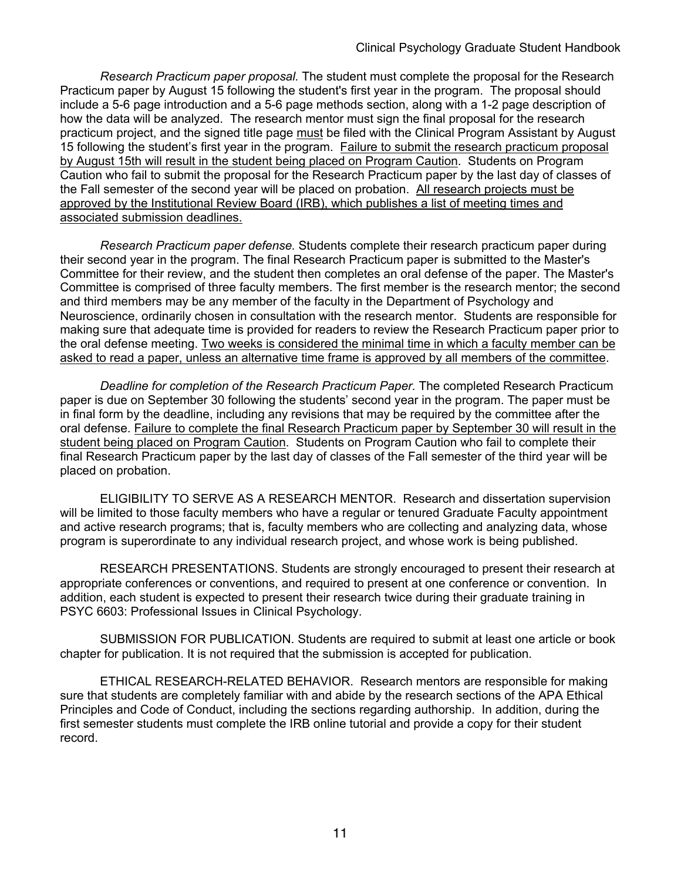*Research Practicum paper proposal.* The student must complete the proposal for the Research Practicum paper by August 15 following the student's first year in the program. The proposal should include a 5-6 page introduction and a 5-6 page methods section, along with a 1-2 page description of how the data will be analyzed. The research mentor must sign the final proposal for the research practicum project, and the signed title page <u>must</u> be filed with the Clinical Program Assistant by August 15 following the student's first year in the program. <u>Failure to submit the research practicum proposal by August 15th will result in the student being placed on Program Caution</u>. Students on Program Caution who fail to submit the proposal for the Research Practicum paper by the last day of classes of the Fall semester of the second year will be placed on probation. <u>All research projects must be approved by the Institutional Review Board (IRB), which publishes a list of meeting times and associated submission deadlines.</u>

*Research Practicum paper defense.* Students complete their research practicum paper during their second year in the program. The final Research Practicum paper is submitted to the Master's Committee for their review, and the student then completes an oral defense of the paper. The Master's Committee is comprised of three faculty members. The first member is the research mentor; the second and third members may be any member of the faculty in the Department of Psychology and Neuroscience, ordinarily chosen in consultation with the research mentor. Students are responsible for making sure that adequate time is provided for readers to review the Research Practicum paper prior to the oral defense meeting. <u>Two weeks is considered the minimal time in which a faculty member can be asked to read a paper, unless an alternative time frame is approved by all members of the committee</u>.

*Deadline for completion of the Research Practicum Paper.* The completed Research Practicum paper is due on September 30 following the students' second year in the program. The paper must be in final form by the deadline, including any revisions that may be required by the committee after the oral defense. <u>Failure to complete the final Research Practicum paper by September 30 will result in the student being placed on Program Caution</u>. Students on Program Caution who fail to complete their final Research Practicum paper by the last day of classes of the Fall semester of the third year will be placed on probation.

ELIGIBILITY TO SERVE AS A RESEARCH MENTOR. Research and dissertation supervision will be limited to those faculty members who have a regular or tenured Graduate Faculty appointment and active research programs; that is, faculty members who are collecting and analyzing data, whose program is superordinate to any individual research project, and whose work is being published.

RESEARCH PRESENTATIONS. Students are strongly encouraged to present their research at appropriate conferences or conventions, and required to present at one conference or convention. In addition, each student is expected to present their research twice during their graduate training in PSYC 6603: Professional Issues in Clinical Psychology.

SUBMISSION FOR PUBLICATION. Students are required to submit at least one article or book chapter for publication. It is not required that the submission is accepted for publication.

ETHICAL RESEARCH-RELATED BEHAVIOR. Research mentors are responsible for making sure that students are completely familiar with and abide by the research sections of the APA Ethical Principles and Code of Conduct, including the sections regarding authorship. In addition, during the first semester students must complete the IRB online tutorial and provide a copy for their student record.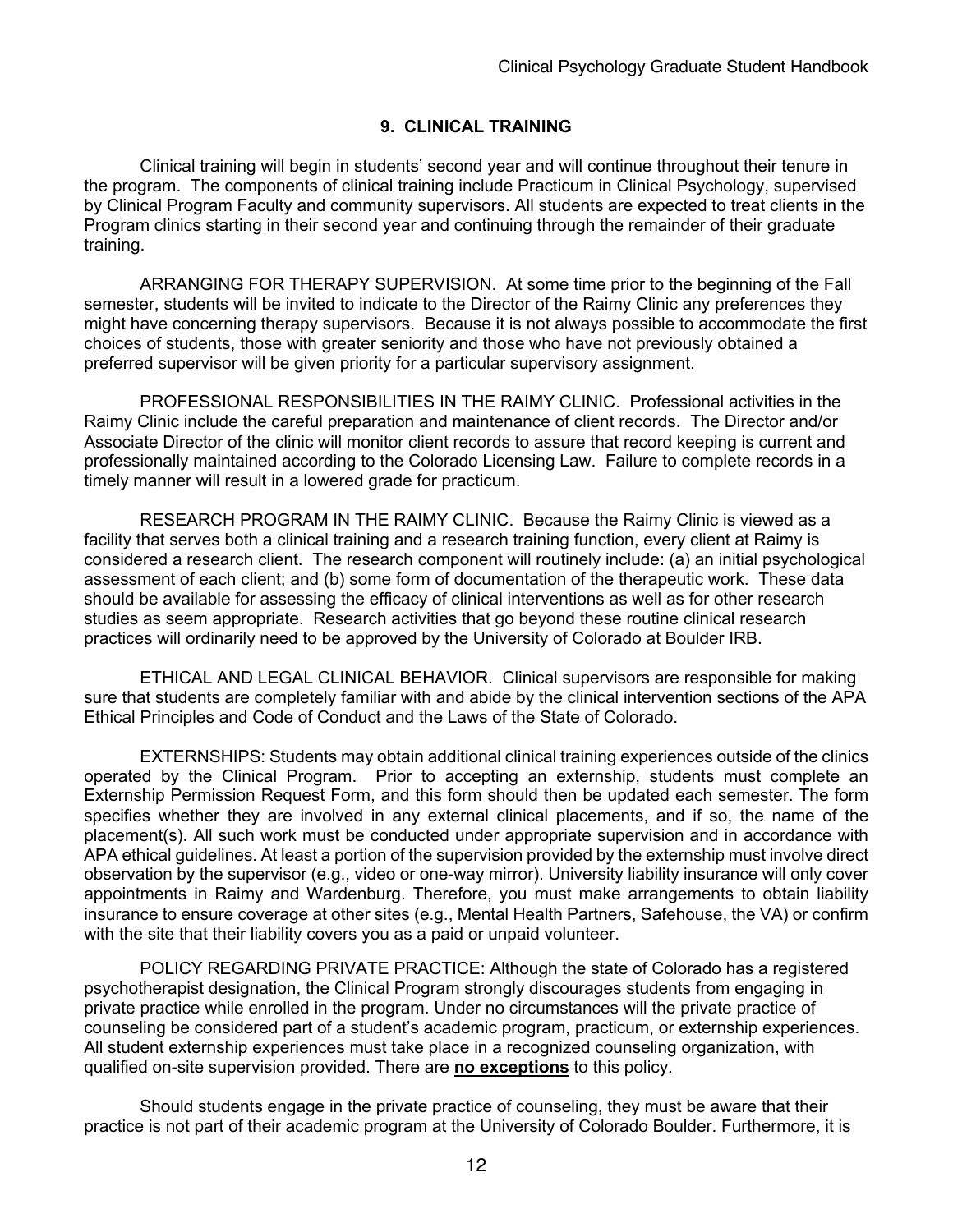## 9. CLINICAL TRAINING

Clinical training will begin in students' second year and will continue throughout their tenure in the program. The components of clinical training include Practicum in Clinical Psychology, supervised by Clinical Program Faculty and community supervisors. All students are expected to treat clients in the Program clinics starting in their second year and continuing through the remainder of their graduate training.

ARRANGING FOR THERAPY SUPERVISION. At some time prior to the beginning of the Fall semester, students will be invited to indicate to the Director of the Raimy Clinic any preferences they might have concerning therapy supervisors. Because it is not always possible to accommodate the first choices of students, those with greater seniority and those who have not previously obtained a preferred supervisor will be given priority for a particular supervisory assignment.

PROFESSIONAL RESPONSIBILITIES IN THE RAIMY CLINIC. Professional activities in the Raimy Clinic include the careful preparation and maintenance of client records. The Director and/or Associate Director of the clinic will monitor client records to assure that record keeping is current and professionally maintained according to the Colorado Licensing Law. Failure to complete records in a timely manner will result in a lowered grade for practicum.

RESEARCH PROGRAM IN THE RAIMY CLINIC. Because the Raimy Clinic is viewed as a facility that serves both a clinical training and a research training function, every client at Raimy is considered a research client. The research component will routinely include: (a) an initial psychological assessment of each client; and (b) some form of documentation of the therapeutic work. These data should be available for assessing the efficacy of clinical interventions as well as for other research studies as seem appropriate. Research activities that go beyond these routine clinical research practices will ordinarily need to be approved by the University of Colorado at Boulder IRB.

ETHICAL AND LEGAL CLINICAL BEHAVIOR. Clinical supervisors are responsible for making sure that students are completely familiar with and abide by the clinical intervention sections of the APA Ethical Principles and Code of Conduct and the Laws of the State of Colorado.

EXTERNSHIPS: Students may obtain additional clinical training experiences outside of the clinics operated by the Clinical Program. Prior to accepting an externship, students must complete an Externship Permission Request Form, and this form should then be updated each semester. The form specifies whether they are involved in any external clinical placements, and if so, the name of the placement(s). All such work must be conducted under appropriate supervision and in accordance with APA ethical guidelines. At least a portion of the supervision provided by the externship must involve direct observation by the supervisor (e.g., video or one-way mirror). University liability insurance will only cover appointments in Raimy and Wardenburg. Therefore, you must make arrangements to obtain liability insurance to ensure coverage at other sites (e.g., Mental Health Partners, Safehouse, the VA) or confirm with the site that their liability covers you as a paid or unpaid volunteer.

POLICY REGARDING PRIVATE PRACTICE: Although the state of Colorado has a registered psychotherapist designation, the Clinical Program strongly discourages students from engaging in private practice while enrolled in the program. Under no circumstances will the private practice of counseling be considered part of a student's academic program, practicum, or externship experiences. All student externship experiences must take place in a recognized counseling organization, with qualified on-site supervision provided. There are **no exceptions** to this policy.

Should students engage in the private practice of counseling, they must be aware that their practice is not part of their academic program at the University of Colorado Boulder. Furthermore, it is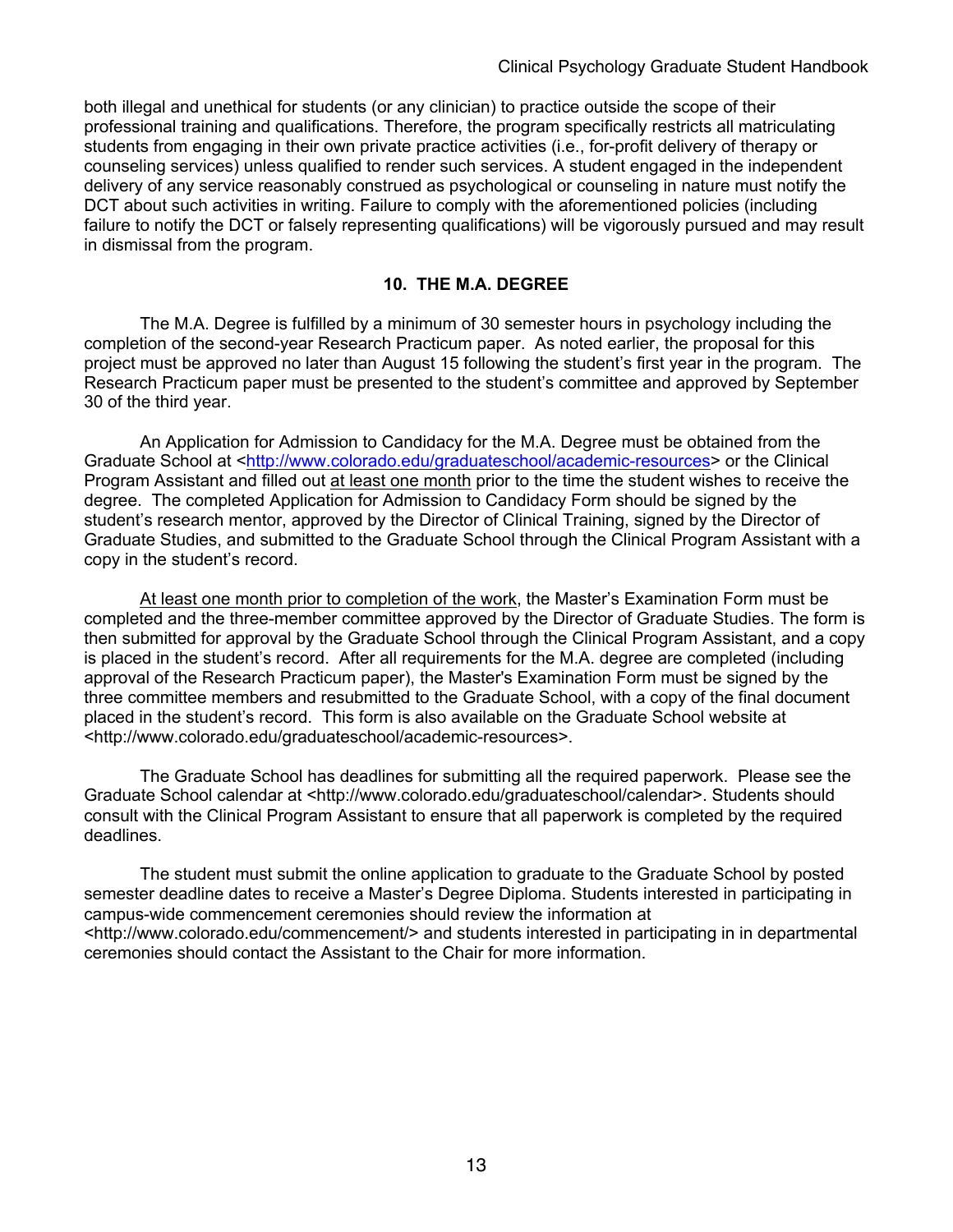both illegal and unethical for students (or any clinician) to practice outside the scope of their professional training and qualifications. Therefore, the program specifically restricts all matriculating students from engaging in their own private practice activities (i.e., for-profit delivery of therapy or counseling services) unless qualified to render such services. A student engaged in the independent delivery of any service reasonably construed as psychological or counseling in nature must notify the DCT about such activities in writing. Failure to comply with the aforementioned policies (including failure to notify the DCT or falsely representing qualifications) will be vigorously pursued and may result in dismissal from the program.

## 10. THE M.A. DEGREE

The M.A. Degree is fulfilled by a minimum of 30 semester hours in psychology including the completion of the second-year Research Practicum paper. As noted earlier, the proposal for this project must be approved no later than August 15 following the student's first year in the program. The Research Practicum paper must be presented to the student's committee and approved by September 30 of the third year.

An Application for Admission to Candidacy for the M.A. Degree must be obtained from the Graduate School at <http://www.colorado.edu/graduateschool/academic-resources> or the Clinical Program Assistant and filled out <u>at least one month</u> prior to the time the student wishes to receive the degree. The completed Application for Admission to Candidacy Form should be signed by the student's research mentor, approved by the Director of Clinical Training, signed by the Director of Graduate Studies, and submitted to the Graduate School through the Clinical Program Assistant with a copy in the student's record.

<u>At least one month prior to completion of the work</u>, the Master's Examination Form must be completed and the three-member committee approved by the Director of Graduate Studies. The form is then submitted for approval by the Graduate School through the Clinical Program Assistant, and a copy is placed in the student's record. After all requirements for the M.A. degree are completed (including approval of the Research Practicum paper), the Master's Examination Form must be signed by the three committee members and resubmitted to the Graduate School, with a copy of the final document placed in the student's record. This form is also available on the Graduate School website at <http://www.colorado.edu/graduateschool/academic-resources>.

The Graduate School has deadlines for submitting all the required paperwork. Please see the Graduate School calendar at <http://www.colorado.edu/graduateschool/calendar>. Students should consult with the Clinical Program Assistant to ensure that all paperwork is completed by the required deadlines.

The student must submit the online application to graduate to the Graduate School by posted semester deadline dates to receive a Master's Degree Diploma. Students interested in participating in campus-wide commencement ceremonies should review the information at <http://www.colorado.edu/commencement/> and students interested in participating in in departmental ceremonies should contact the Assistant to the Chair for more information.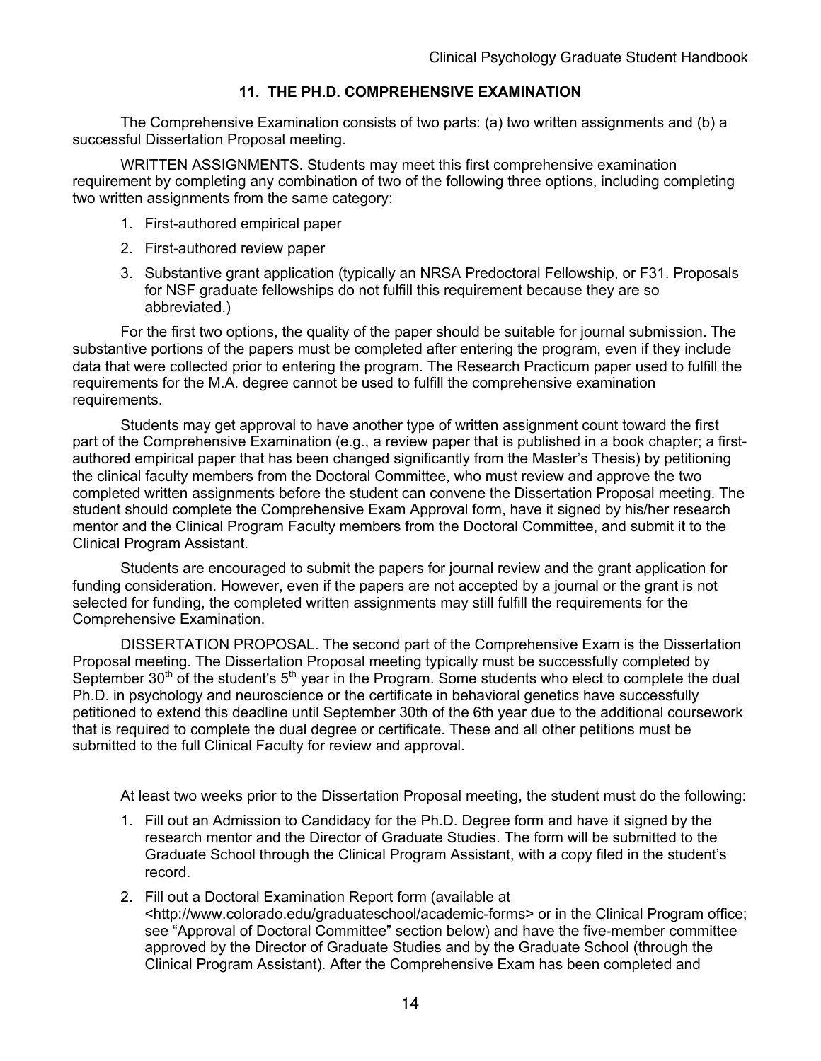## 11. THE PH.D. COMPREHENSIVE EXAMINATION

The Comprehensive Examination consists of two parts: (a) two written assignments and (b) a successful Dissertation Proposal meeting.

WRITTEN ASSIGNMENTS. Students may meet this first comprehensive examination requirement by completing any combination of two of the following three options, including completing two written assignments from the same category:

1. First-authored empirical paper
2. First-authored review paper
3. Substantive grant application (typically an NRSA Predoctoral Fellowship, or F31. Proposals for NSF graduate fellowships do not fulfill this requirement because they are so abbreviated.)

For the first two options, the quality of the paper should be suitable for journal submission. The substantive portions of the papers must be completed after entering the program, even if they include data that were collected prior to entering the program. The Research Practicum paper used to fulfill the requirements for the M.A. degree cannot be used to fulfill the comprehensive examination requirements.

Students may get approval to have another type of written assignment count toward the first part of the Comprehensive Examination (e.g., a review paper that is published in a book chapter; a first-authored empirical paper that has been changed significantly from the Master's Thesis) by petitioning the clinical faculty members from the Doctoral Committee, who must review and approve the two completed written assignments before the student can convene the Dissertation Proposal meeting. The student should complete the Comprehensive Exam Approval form, have it signed by his/her research mentor and the Clinical Program Faculty members from the Doctoral Committee, and submit it to the Clinical Program Assistant.

Students are encouraged to submit the papers for journal review and the grant application for funding consideration. However, even if the papers are not accepted by a journal or the grant is not selected for funding, the completed written assignments may still fulfill the requirements for the Comprehensive Examination.

DISSERTATION PROPOSAL. The second part of the Comprehensive Exam is the Dissertation Proposal meeting. The Dissertation Proposal meeting typically must be successfully completed by September 30th of the student's 5th year in the Program. Some students who elect to complete the dual Ph.D. in psychology and neuroscience or the certificate in behavioral genetics have successfully petitioned to extend this deadline until September 30th of the 6th year due to the additional coursework that is required to complete the dual degree or certificate. These and all other petitions must be submitted to the full Clinical Faculty for review and approval.

At least two weeks prior to the Dissertation Proposal meeting, the student must do the following:

1. Fill out an Admission to Candidacy for the Ph.D. Degree form and have it signed by the research mentor and the Director of Graduate Studies. The form will be submitted to the Graduate School through the Clinical Program Assistant, with a copy filed in the student's record.
2. Fill out a Doctoral Examination Report form (available at <http://www.colorado.edu/graduateschool/academic-forms> or in the Clinical Program office; see "Approval of Doctoral Committee" section below) and have the five-member committee approved by the Director of Graduate Studies and by the Graduate School (through the Clinical Program Assistant). After the Comprehensive Exam has been completed and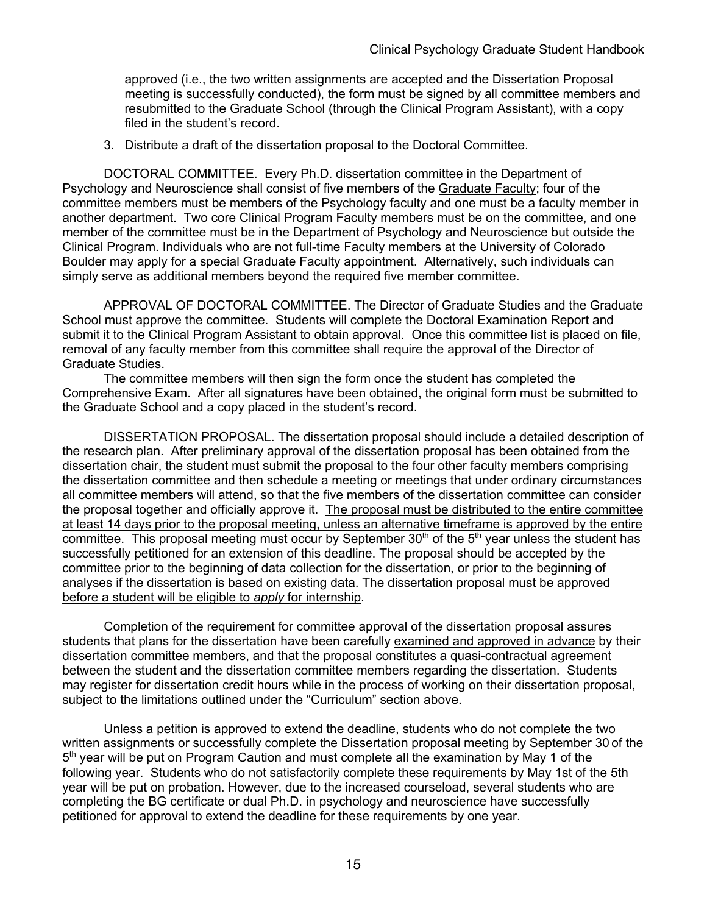approved (i.e., the two written assignments are accepted and the Dissertation Proposal meeting is successfully conducted), the form must be signed by all committee members and resubmitted to the Graduate School (through the Clinical Program Assistant), with a copy filed in the student's record.

3. Distribute a draft of the dissertation proposal to the Doctoral Committee.

DOCTORAL COMMITTEE. Every Ph.D. dissertation committee in the Department of Psychology and Neuroscience shall consist of five members of the Graduate Faculty; four of the committee members must be members of the Psychology faculty and one must be a faculty member in another department. Two core Clinical Program Faculty members must be on the committee, and one member of the committee must be in the Department of Psychology and Neuroscience but outside the Clinical Program. Individuals who are not full-time Faculty members at the University of Colorado Boulder may apply for a special Graduate Faculty appointment. Alternatively, such individuals can simply serve as additional members beyond the required five member committee.

APPROVAL OF DOCTORAL COMMITTEE. The Director of Graduate Studies and the Graduate School must approve the committee. Students will complete the Doctoral Examination Report and submit it to the Clinical Program Assistant to obtain approval. Once this committee list is placed on file, removal of any faculty member from this committee shall require the approval of the Director of Graduate Studies.

The committee members will then sign the form once the student has completed the Comprehensive Exam. After all signatures have been obtained, the original form must be submitted to the Graduate School and a copy placed in the student's record.

DISSERTATION PROPOSAL. The dissertation proposal should include a detailed description of the research plan. After preliminary approval of the dissertation proposal has been obtained from the dissertation chair, the student must submit the proposal to the four other faculty members comprising the dissertation committee and then schedule a meeting or meetings that under ordinary circumstances all committee members will attend, so that the five members of the dissertation committee can consider the proposal together and officially approve it. The proposal must be distributed to the entire committee at least 14 days prior to the proposal meeting, unless an alternative timeframe is approved by the entire committee. This proposal meeting must occur by September 30th of the 5th year unless the student has successfully petitioned for an extension of this deadline. The proposal should be accepted by the committee prior to the beginning of data collection for the dissertation, or prior to the beginning of analyses if the dissertation is based on existing data. The dissertation proposal must be approved before a student will be eligible to *apply* for internship.

Completion of the requirement for committee approval of the dissertation proposal assures students that plans for the dissertation have been carefully examined and approved in advance by their dissertation committee members, and that the proposal constitutes a quasi-contractual agreement between the student and the dissertation committee members regarding the dissertation. Students may register for dissertation credit hours while in the process of working on their dissertation proposal, subject to the limitations outlined under the "Curriculum" section above.

Unless a petition is approved to extend the deadline, students who do not complete the two written assignments or successfully complete the Dissertation proposal meeting by September 30 of the 5th year will be put on Program Caution and must complete all the examination by May 1 of the following year. Students who do not satisfactorily complete these requirements by May 1st of the 5th year will be put on probation. However, due to the increased courseload, several students who are completing the BG certificate or dual Ph.D. in psychology and neuroscience have successfully petitioned for approval to extend the deadline for these requirements by one year.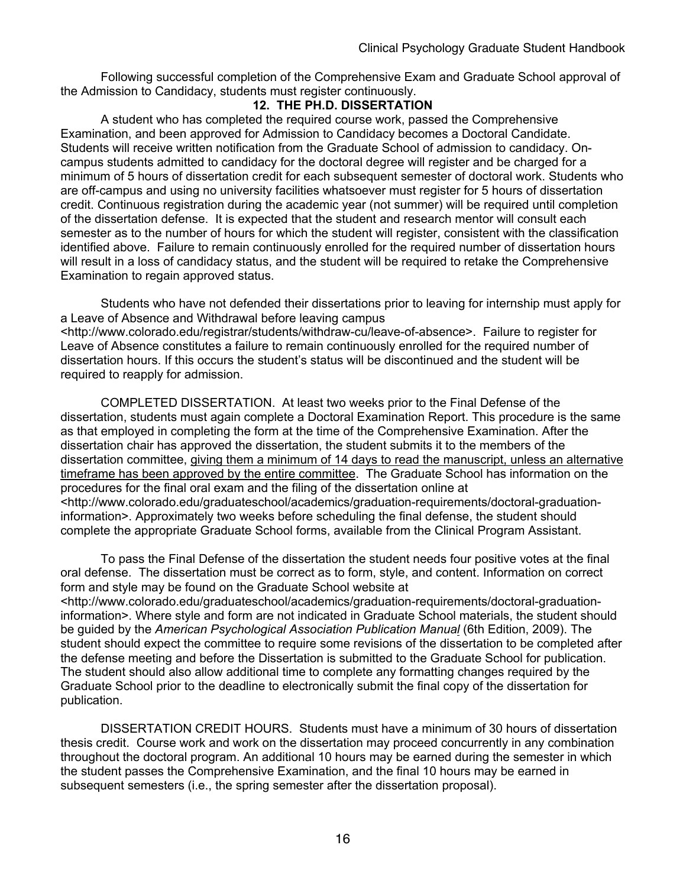Following successful completion of the Comprehensive Exam and Graduate School approval of the Admission to Candidacy, students must register continuously.

## 12. THE PH.D. DISSERTATION

A student who has completed the required course work, passed the Comprehensive Examination, and been approved for Admission to Candidacy becomes a Doctoral Candidate. Students will receive written notification from the Graduate School of admission to candidacy. On-campus students admitted to candidacy for the doctoral degree will register and be charged for a minimum of 5 hours of dissertation credit for each subsequent semester of doctoral work. Students who are off-campus and using no university facilities whatsoever must register for 5 hours of dissertation credit. Continuous registration during the academic year (not summer) will be required until completion of the dissertation defense. It is expected that the student and research mentor will consult each semester as to the number of hours for which the student will register, consistent with the classification identified above. Failure to remain continuously enrolled for the required number of dissertation hours will result in a loss of candidacy status, and the student will be required to retake the Comprehensive Examination to regain approved status.

Students who have not defended their dissertations prior to leaving for internship must apply for a Leave of Absence and Withdrawal before leaving campus <http://www.colorado.edu/registrar/students/withdraw-cu/leave-of-absence>. Failure to register for Leave of Absence constitutes a failure to remain continuously enrolled for the required number of dissertation hours. If this occurs the student's status will be discontinued and the student will be required to reapply for admission.

COMPLETED DISSERTATION. At least two weeks prior to the Final Defense of the dissertation, students must again complete a Doctoral Examination Report. This procedure is the same as that employed in completing the form at the time of the Comprehensive Examination. After the dissertation chair has approved the dissertation, the student submits it to the members of the dissertation committee, <u>giving them a minimum of 14 days to read the manuscript, unless an alternative timeframe has been approved by the entire committee</u>. The Graduate School has information on the procedures for the final oral exam and the filing of the dissertation online at <http://www.colorado.edu/graduateschool/academics/graduation-requirements/doctoral-graduation-information>. Approximately two weeks before scheduling the final defense, the student should complete the appropriate Graduate School forms, available from the Clinical Program Assistant.

To pass the Final Defense of the dissertation the student needs four positive votes at the final oral defense. The dissertation must be correct as to form, style, and content. Information on correct form and style may be found on the Graduate School website at <http://www.colorado.edu/graduateschool/academics/graduation-requirements/doctoral-graduation-information>. Where style and form are not indicated in Graduate School materials, the student should be guided by the *American Psychological Association Publication Manual* (6th Edition, 2009). The student should expect the committee to require some revisions of the dissertation to be completed after the defense meeting and before the Dissertation is submitted to the Graduate School for publication. The student should also allow additional time to complete any formatting changes required by the Graduate School prior to the deadline to electronically submit the final copy of the dissertation for publication.

DISSERTATION CREDIT HOURS. Students must have a minimum of 30 hours of dissertation thesis credit. Course work and work on the dissertation may proceed concurrently in any combination throughout the doctoral program. An additional 10 hours may be earned during the semester in which the student passes the Comprehensive Examination, and the final 10 hours may be earned in subsequent semesters (i.e., the spring semester after the dissertation proposal).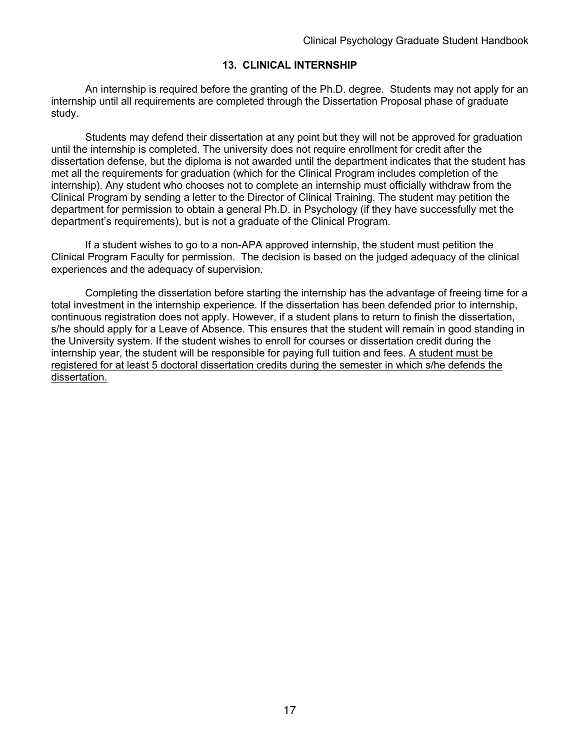## 13. CLINICAL INTERNSHIP

An internship is required before the granting of the Ph.D. degree. Students may not apply for an internship until all requirements are completed through the Dissertation Proposal phase of graduate study.

Students may defend their dissertation at any point but they will not be approved for graduation until the internship is completed. The university does not require enrollment for credit after the dissertation defense, but the diploma is not awarded until the department indicates that the student has met all the requirements for graduation (which for the Clinical Program includes completion of the internship). Any student who chooses not to complete an internship must officially withdraw from the Clinical Program by sending a letter to the Director of Clinical Training. The student may petition the department for permission to obtain a general Ph.D. in Psychology (if they have successfully met the department's requirements), but is not a graduate of the Clinical Program.

If a student wishes to go to a non-APA approved internship, the student must petition the Clinical Program Faculty for permission. The decision is based on the judged adequacy of the clinical experiences and the adequacy of supervision.

Completing the dissertation before starting the internship has the advantage of freeing time for a total investment in the internship experience. If the dissertation has been defended prior to internship, continuous registration does not apply. However, if a student plans to return to finish the dissertation, s/he should apply for a Leave of Absence. This ensures that the student will remain in good standing in the University system. If the student wishes to enroll for courses or dissertation credit during the internship year, the student will be responsible for paying full tuition and fees. <u>A student must be registered for at least 5 doctoral dissertation credits during the semester in which s/he defends the dissertation.</u>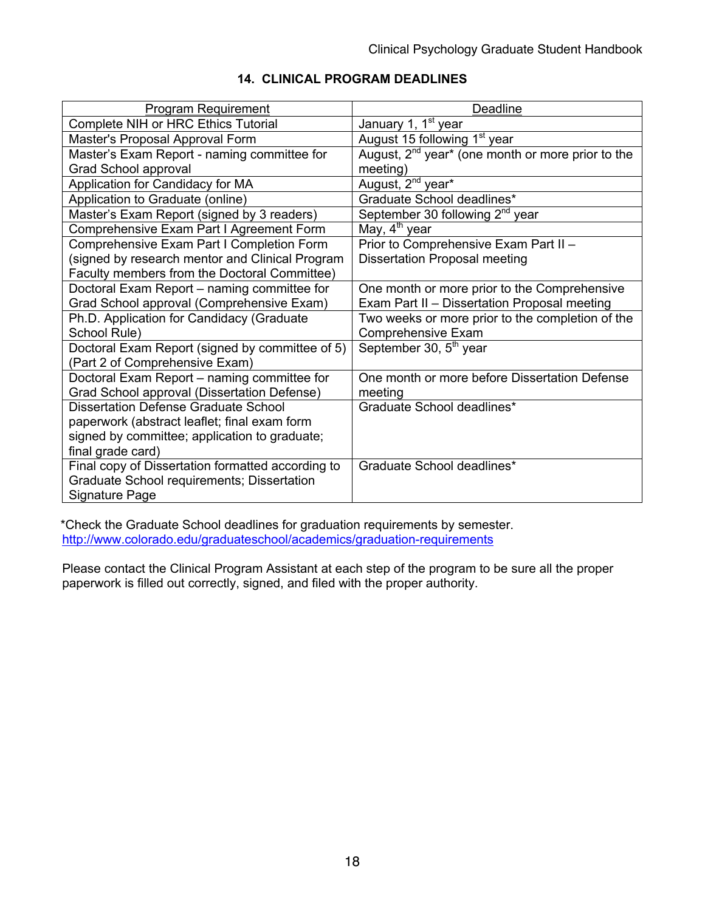## 14. CLINICAL PROGRAM DEADLINES

| Program Requirement | Deadline |
|---|---|
| Complete NIH or HRC Ethics Tutorial | January 1, 1st year |
| Master's Proposal Approval Form | August 15 following 1st year |
| Master's Exam Report - naming committee for Grad School approval | August, 2nd year* (one month or more prior to the meeting) |
| Application for Candidacy for MA | August, 2nd year* |
| Application to Graduate (online) | Graduate School deadlines* |
| Master's Exam Report (signed by 3 readers) | September 30 following 2nd year |
| Comprehensive Exam Part I Agreement Form | May, 4th year |
| Comprehensive Exam Part I Completion Form (signed by research mentor and Clinical Program Faculty members from the Doctoral Committee) | Prior to Comprehensive Exam Part II – Dissertation Proposal meeting |
| Doctoral Exam Report – naming committee for Grad School approval (Comprehensive Exam) | One month or more prior to the Comprehensive Exam Part II – Dissertation Proposal meeting |
| Ph.D. Application for Candidacy (Graduate School Rule) | Two weeks or more prior to the completion of the Comprehensive Exam |
| Doctoral Exam Report (signed by committee of 5) (Part 2 of Comprehensive Exam) | September 30, 5th year |
| Doctoral Exam Report – naming committee for Grad School approval (Dissertation Defense) | One month or more before Dissertation Defense meeting |
| Dissertation Defense Graduate School paperwork (abstract leaflet; final exam form signed by committee; application to graduate; final grade card) | Graduate School deadlines* |
| Final copy of Dissertation formatted according to Graduate School requirements; Dissertation Signature Page | Graduate School deadlines* |

*Check the Graduate School deadlines for graduation requirements by semester.
http://www.colorado.edu/graduateschool/academics/graduation-requirements

Please contact the Clinical Program Assistant at each step of the program to be sure all the proper paperwork is filled out correctly, signed, and filed with the proper authority.